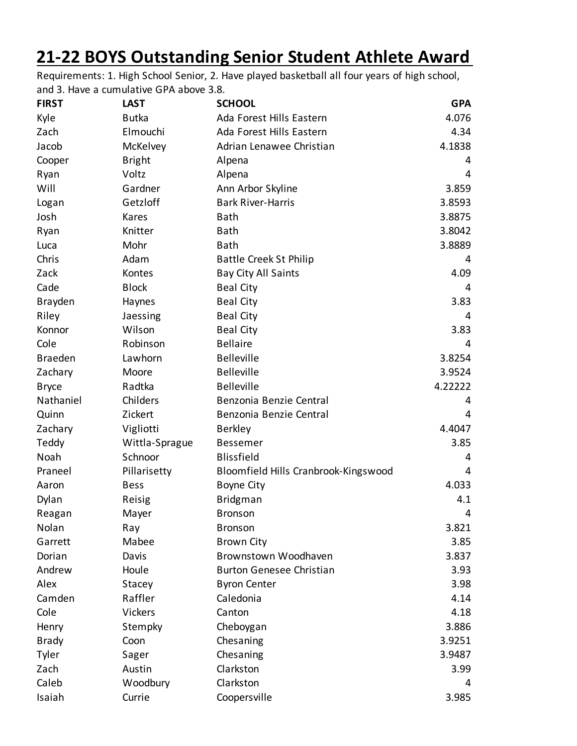# 21-22 BOYS Outstanding Senior Student Athlete Award

Requirements: 1. High School Senior, 2. Have played basketball all four years of high school, and 3. Have a cumulative GPA above 3.8.

| FIRST | LAST | SCHOOL | GPA |
|---|---|---|---|
| Kyle | Butka | Ada Forest Hills Eastern | 4.076 |
| Zach | Elmouchi | Ada Forest Hills Eastern | 4.34 |
| Jacob | McKelvey | Adrian Lenawee Christian | 4.1838 |
| Cooper | Bright | Alpena | 4 |
| Ryan | Voltz | Alpena | 4 |
| Will | Gardner | Ann Arbor Skyline | 3.859 |
| Logan | Getzloff | Bark River-Harris | 3.8593 |
| Josh | Kares | Bath | 3.8875 |
| Ryan | Knitter | Bath | 3.8042 |
| Luca | Mohr | Bath | 3.8889 |
| Chris | Adam | Battle Creek St Philip | 4 |
| Zack | Kontes | Bay City All Saints | 4.09 |
| Cade | Block | Beal City | 4 |
| Brayden | Haynes | Beal City | 3.83 |
| Riley | Jaessing | Beal City | 4 |
| Konnor | Wilson | Beal City | 3.83 |
| Cole | Robinson | Bellaire | 4 |
| Braeden | Lawhorn | Belleville | 3.8254 |
| Zachary | Moore | Belleville | 3.9524 |
| Bryce | Radtka | Belleville | 4.22222 |
| Nathaniel | Childers | Benzonia Benzie Central | 4 |
| Quinn | Zickert | Benzonia Benzie Central | 4 |
| Zachary | Vigliotti | Berkley | 4.4047 |
| Teddy | Wittla-Sprague | Bessemer | 3.85 |
| Noah | Schnoor | Blissfield | 4 |
| Praneel | Pillarisetty | Bloomfield Hills Cranbrook-Kingswood | 4 |
| Aaron | Bess | Boyne City | 4.033 |
| Dylan | Reisig | Bridgman | 4.1 |
| Reagan | Mayer | Bronson | 4 |
| Nolan | Ray | Bronson | 3.821 |
| Garrett | Mabee | Brown City | 3.85 |
| Dorian | Davis | Brownstown Woodhaven | 3.837 |
| Andrew | Houle | Burton Genesee Christian | 3.93 |
| Alex | Stacey | Byron Center | 3.98 |
| Camden | Raffler | Caledonia | 4.14 |
| Cole | Vickers | Canton | 4.18 |
| Henry | Stempky | Cheboygan | 3.886 |
| Brady | Coon | Chesaning | 3.9251 |
| Tyler | Sager | Chesaning | 3.9487 |
| Zach | Austin | Clarkston | 3.99 |
| Caleb | Woodbury | Clarkston | 4 |
| Isaiah | Currie | Coopersville | 3.985 |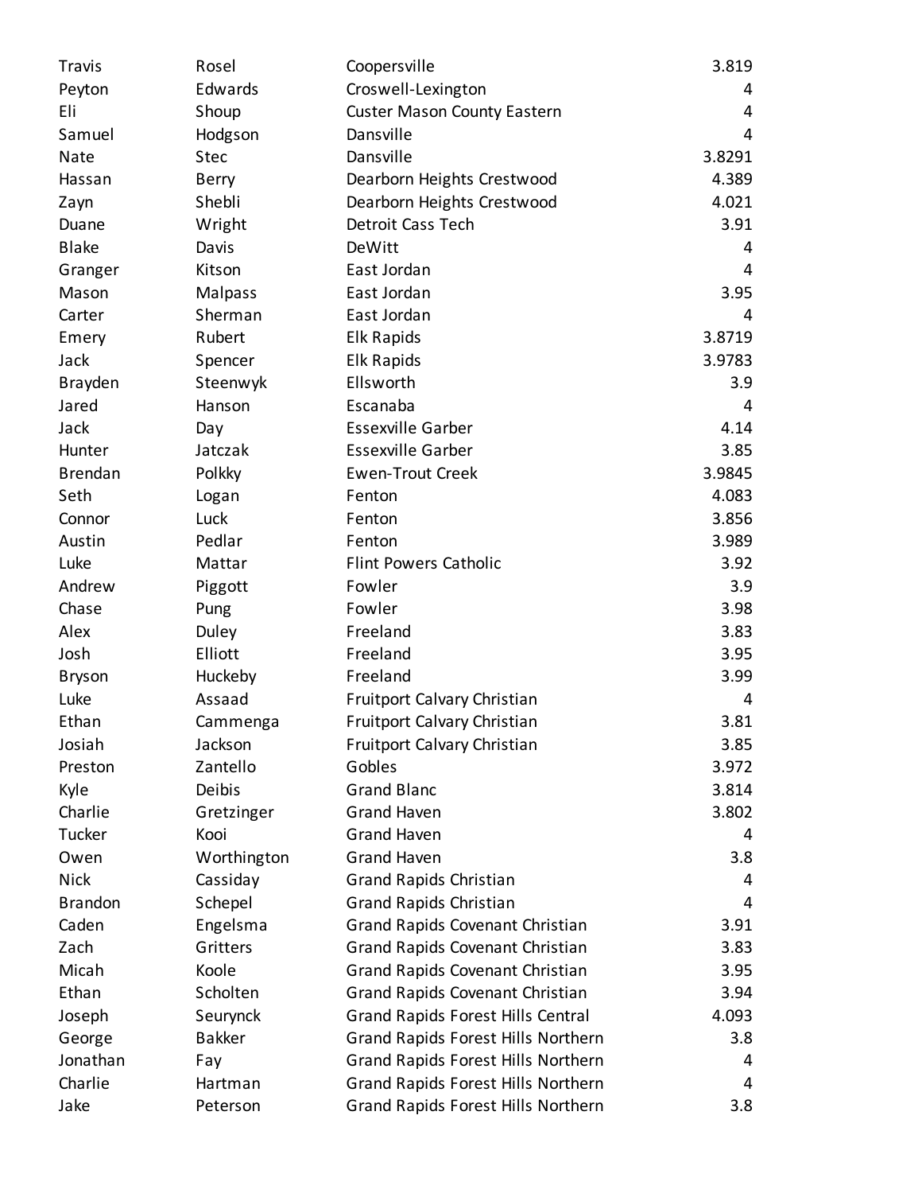| | | | |
|---|---|---|---|
| Travis | Rosel | Coopersville | 3.819 |
| Peyton | Edwards | Croswell-Lexington | 4 |
| Eli | Shoup | Custer Mason County Eastern | 4 |
| Samuel | Hodgson | Dansville | 4 |
| Nate | Stec | Dansville | 3.8291 |
| Hassan | Berry | Dearborn Heights Crestwood | 4.389 |
| Zayn | Shebli | Dearborn Heights Crestwood | 4.021 |
| Duane | Wright | Detroit Cass Tech | 3.91 |
| Blake | Davis | DeWitt | 4 |
| Granger | Kitson | East Jordan | 4 |
| Mason | Malpass | East Jordan | 3.95 |
| Carter | Sherman | East Jordan | 4 |
| Emery | Rubert | Elk Rapids | 3.8719 |
| Jack | Spencer | Elk Rapids | 3.9783 |
| Brayden | Steenwyk | Ellsworth | 3.9 |
| Jared | Hanson | Escanaba | 4 |
| Jack | Day | Essexville Garber | 4.14 |
| Hunter | Jatczak | Essexville Garber | 3.85 |
| Brendan | Polkky | Ewen-Trout Creek | 3.9845 |
| Seth | Logan | Fenton | 4.083 |
| Connor | Luck | Fenton | 3.856 |
| Austin | Pedlar | Fenton | 3.989 |
| Luke | Mattar | Flint Powers Catholic | 3.92 |
| Andrew | Piggott | Fowler | 3.9 |
| Chase | Pung | Fowler | 3.98 |
| Alex | Duley | Freeland | 3.83 |
| Josh | Elliott | Freeland | 3.95 |
| Bryson | Huckeby | Freeland | 3.99 |
| Luke | Assaad | Fruitport Calvary Christian | 4 |
| Ethan | Cammenga | Fruitport Calvary Christian | 3.81 |
| Josiah | Jackson | Fruitport Calvary Christian | 3.85 |
| Preston | Zantello | Gobles | 3.972 |
| Kyle | Deibis | Grand Blanc | 3.814 |
| Charlie | Gretzinger | Grand Haven | 3.802 |
| Tucker | Kooi | Grand Haven | 4 |
| Owen | Worthington | Grand Haven | 3.8 |
| Nick | Cassiday | Grand Rapids Christian | 4 |
| Brandon | Schepel | Grand Rapids Christian | 4 |
| Caden | Engelsma | Grand Rapids Covenant Christian | 3.91 |
| Zach | Gritters | Grand Rapids Covenant Christian | 3.83 |
| Micah | Koole | Grand Rapids Covenant Christian | 3.95 |
| Ethan | Scholten | Grand Rapids Covenant Christian | 3.94 |
| Joseph | Seurynck | Grand Rapids Forest Hills Central | 4.093 |
| George | Bakker | Grand Rapids Forest Hills Northern | 3.8 |
| Jonathan | Fay | Grand Rapids Forest Hills Northern | 4 |
| Charlie | Hartman | Grand Rapids Forest Hills Northern | 4 |
| Jake | Peterson | Grand Rapids Forest Hills Northern | 3.8 |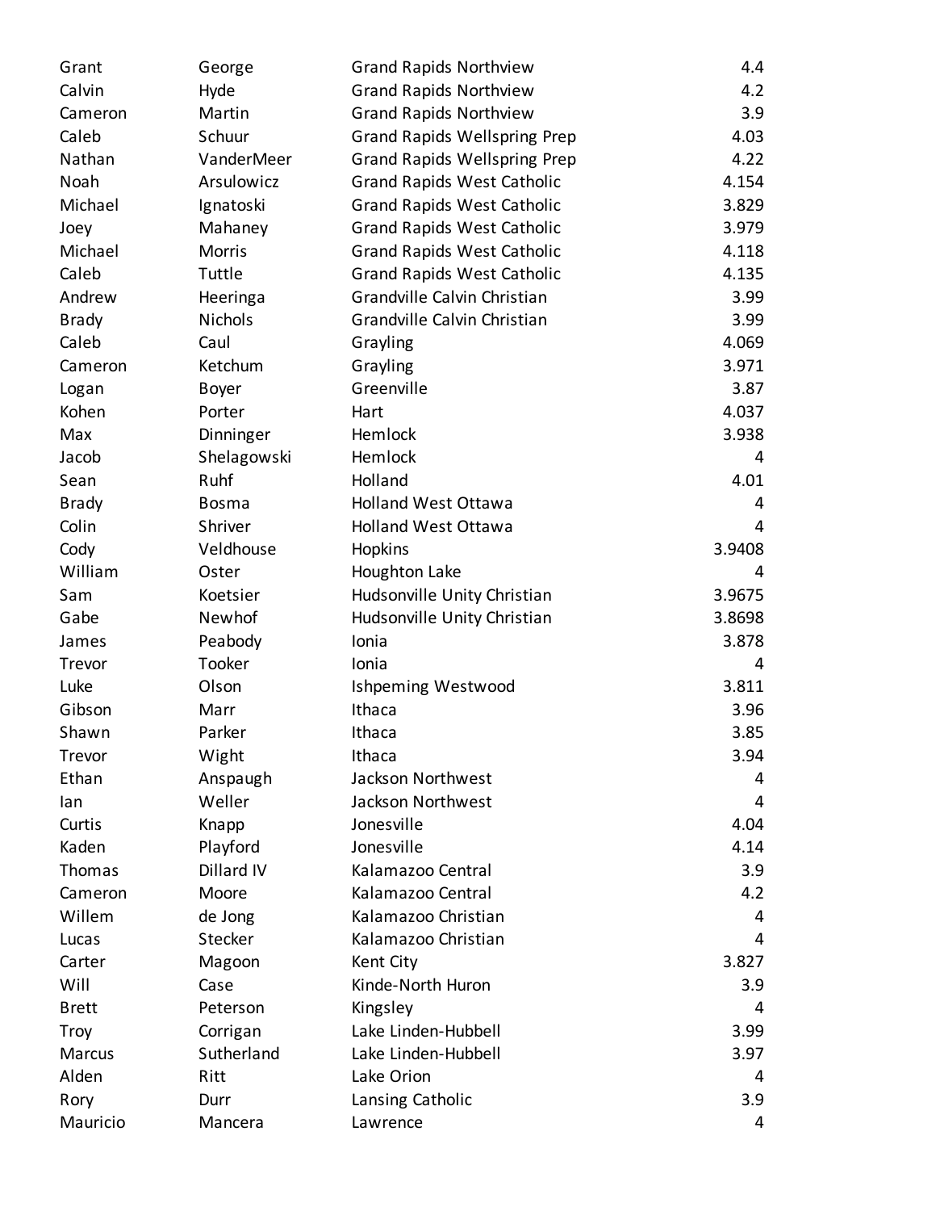| | | | |
|---|---|---|---|
| Grant | George | Grand Rapids Northview | 4.4 |
| Calvin | Hyde | Grand Rapids Northview | 4.2 |
| Cameron | Martin | Grand Rapids Northview | 3.9 |
| Caleb | Schuur | Grand Rapids Wellspring Prep | 4.03 |
| Nathan | VanderMeer | Grand Rapids Wellspring Prep | 4.22 |
| Noah | Arsulowicz | Grand Rapids West Catholic | 4.154 |
| Michael | Ignatoski | Grand Rapids West Catholic | 3.829 |
| Joey | Mahaney | Grand Rapids West Catholic | 3.979 |
| Michael | Morris | Grand Rapids West Catholic | 4.118 |
| Caleb | Tuttle | Grand Rapids West Catholic | 4.135 |
| Andrew | Heeringa | Grandville Calvin Christian | 3.99 |
| Brady | Nichols | Grandville Calvin Christian | 3.99 |
| Caleb | Caul | Grayling | 4.069 |
| Cameron | Ketchum | Grayling | 3.971 |
| Logan | Boyer | Greenville | 3.87 |
| Kohen | Porter | Hart | 4.037 |
| Max | Dinninger | Hemlock | 3.938 |
| Jacob | Shelagowski | Hemlock | 4 |
| Sean | Ruhf | Holland | 4.01 |
| Brady | Bosma | Holland West Ottawa | 4 |
| Colin | Shriver | Holland West Ottawa | 4 |
| Cody | Veldhouse | Hopkins | 3.9408 |
| William | Oster | Houghton Lake | 4 |
| Sam | Koetsier | Hudsonville Unity Christian | 3.9675 |
| Gabe | Newhof | Hudsonville Unity Christian | 3.8698 |
| James | Peabody | Ionia | 3.878 |
| Trevor | Tooker | Ionia | 4 |
| Luke | Olson | Ishpeming Westwood | 3.811 |
| Gibson | Marr | Ithaca | 3.96 |
| Shawn | Parker | Ithaca | 3.85 |
| Trevor | Wight | Ithaca | 3.94 |
| Ethan | Anspaugh | Jackson Northwest | 4 |
| Ian | Weller | Jackson Northwest | 4 |
| Curtis | Knapp | Jonesville | 4.04 |
| Kaden | Playford | Jonesville | 4.14 |
| Thomas | Dillard IV | Kalamazoo Central | 3.9 |
| Cameron | Moore | Kalamazoo Central | 4.2 |
| Willem | de Jong | Kalamazoo Christian | 4 |
| Lucas | Stecker | Kalamazoo Christian | 4 |
| Carter | Magoon | Kent City | 3.827 |
| Will | Case | Kinde-North Huron | 3.9 |
| Brett | Peterson | Kingsley | 4 |
| Troy | Corrigan | Lake Linden-Hubbell | 3.99 |
| Marcus | Sutherland | Lake Linden-Hubbell | 3.97 |
| Alden | Ritt | Lake Orion | 4 |
| Rory | Durr | Lansing Catholic | 3.9 |
| Mauricio | Mancera | Lawrence | 4 |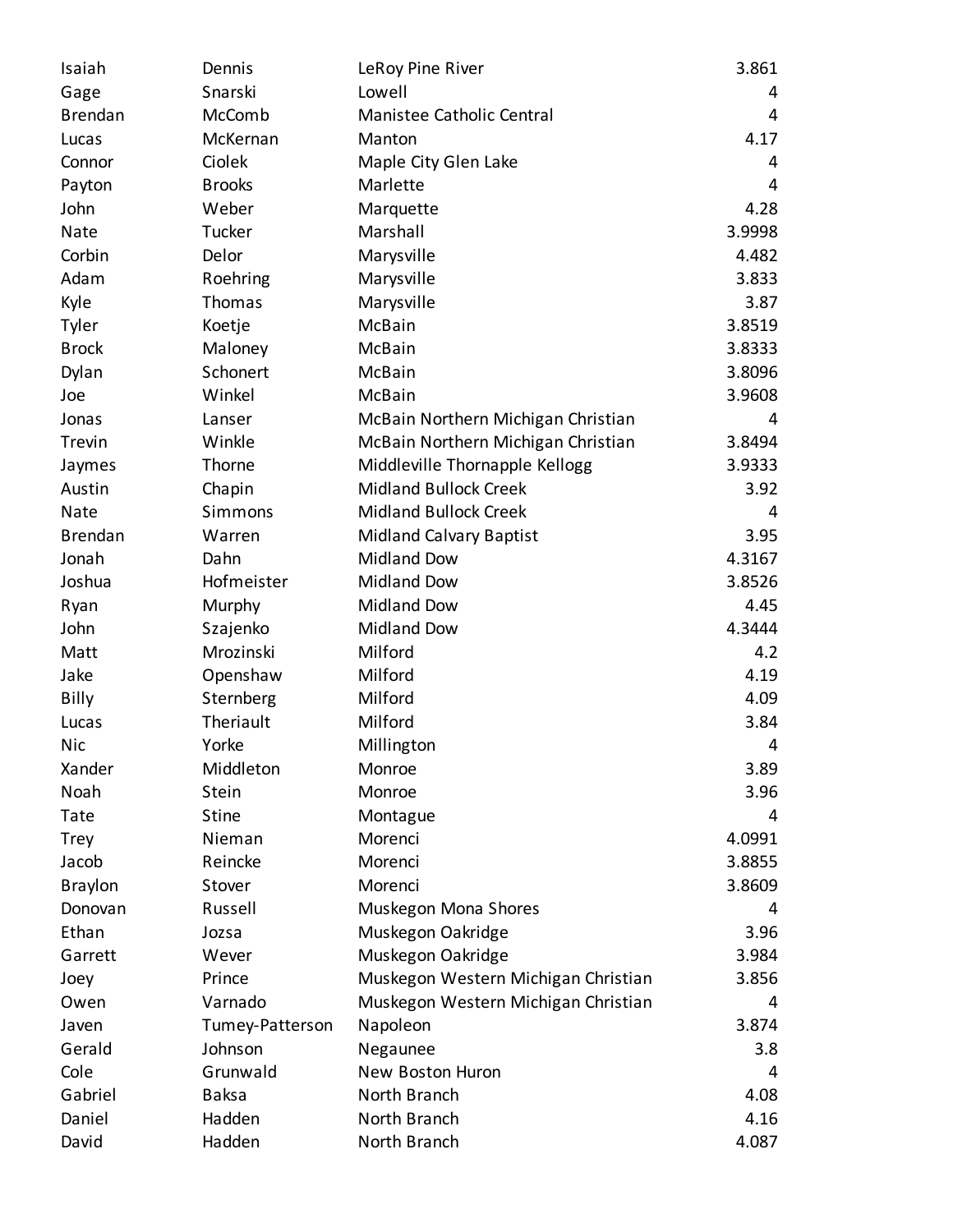| | | | |
|---|---|---|---|
| Isaiah | Dennis | LeRoy Pine River | 3.861 |
| Gage | Snarski | Lowell | 4 |
| Brendan | McComb | Manistee Catholic Central | 4 |
| Lucas | McKernan | Manton | 4.17 |
| Connor | Ciolek | Maple City Glen Lake | 4 |
| Payton | Brooks | Marlette | 4 |
| John | Weber | Marquette | 4.28 |
| Nate | Tucker | Marshall | 3.9998 |
| Corbin | Delor | Marysville | 4.482 |
| Adam | Roehring | Marysville | 3.833 |
| Kyle | Thomas | Marysville | 3.87 |
| Tyler | Koetje | McBain | 3.8519 |
| Brock | Maloney | McBain | 3.8333 |
| Dylan | Schonert | McBain | 3.8096 |
| Joe | Winkel | McBain | 3.9608 |
| Jonas | Lanser | McBain Northern Michigan Christian | 4 |
| Trevin | Winkle | McBain Northern Michigan Christian | 3.8494 |
| Jaymes | Thorne | Middleville Thornapple Kellogg | 3.9333 |
| Austin | Chapin | Midland Bullock Creek | 3.92 |
| Nate | Simmons | Midland Bullock Creek | 4 |
| Brendan | Warren | Midland Calvary Baptist | 3.95 |
| Jonah | Dahn | Midland Dow | 4.3167 |
| Joshua | Hofmeister | Midland Dow | 3.8526 |
| Ryan | Murphy | Midland Dow | 4.45 |
| John | Szajenko | Midland Dow | 4.3444 |
| Matt | Mrozinski | Milford | 4.2 |
| Jake | Openshaw | Milford | 4.19 |
| Billy | Sternberg | Milford | 4.09 |
| Lucas | Theriault | Milford | 3.84 |
| Nic | Yorke | Millington | 4 |
| Xander | Middleton | Monroe | 3.89 |
| Noah | Stein | Monroe | 3.96 |
| Tate | Stine | Montague | 4 |
| Trey | Nieman | Morenci | 4.0991 |
| Jacob | Reincke | Morenci | 3.8855 |
| Braylon | Stover | Morenci | 3.8609 |
| Donovan | Russell | Muskegon Mona Shores | 4 |
| Ethan | Jozsa | Muskegon Oakridge | 3.96 |
| Garrett | Wever | Muskegon Oakridge | 3.984 |
| Joey | Prince | Muskegon Western Michigan Christian | 3.856 |
| Owen | Varnado | Muskegon Western Michigan Christian | 4 |
| Javen | Tumey-Patterson | Napoleon | 3.874 |
| Gerald | Johnson | Negaunee | 3.8 |
| Cole | Grunwald | New Boston Huron | 4 |
| Gabriel | Baksa | North Branch | 4.08 |
| Daniel | Hadden | North Branch | 4.16 |
| David | Hadden | North Branch | 4.087 |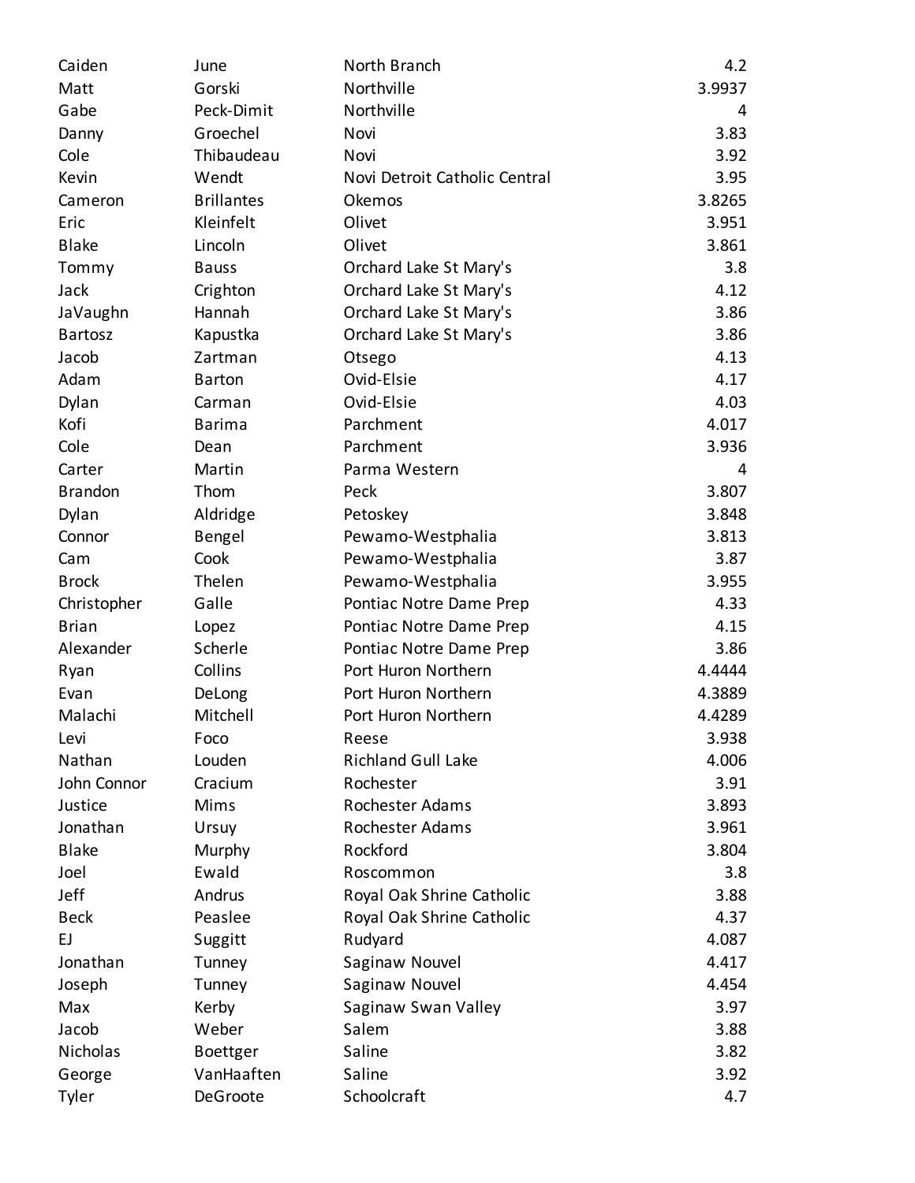| | | | |
|---|---|---|---|
| Caiden | June | North Branch | 4.2 |
| Matt | Gorski | Northville | 3.9937 |
| Gabe | Peck-Dimit | Northville | 4 |
| Danny | Groechel | Novi | 3.83 |
| Cole | Thibaudeau | Novi | 3.92 |
| Kevin | Wendt | Novi Detroit Catholic Central | 3.95 |
| Cameron | Brillantes | Okemos | 3.8265 |
| Eric | Kleinfelt | Olivet | 3.951 |
| Blake | Lincoln | Olivet | 3.861 |
| Tommy | Bauss | Orchard Lake St Mary's | 3.8 |
| Jack | Crighton | Orchard Lake St Mary's | 4.12 |
| JaVaughn | Hannah | Orchard Lake St Mary's | 3.86 |
| Bartosz | Kapustka | Orchard Lake St Mary's | 3.86 |
| Jacob | Zartman | Otsego | 4.13 |
| Adam | Barton | Ovid-Elsie | 4.17 |
| Dylan | Carman | Ovid-Elsie | 4.03 |
| Kofi | Barima | Parchment | 4.017 |
| Cole | Dean | Parchment | 3.936 |
| Carter | Martin | Parma Western | 4 |
| Brandon | Thom | Peck | 3.807 |
| Dylan | Aldridge | Petoskey | 3.848 |
| Connor | Bengel | Pewamo-Westphalia | 3.813 |
| Cam | Cook | Pewamo-Westphalia | 3.87 |
| Brock | Thelen | Pewamo-Westphalia | 3.955 |
| Christopher | Galle | Pontiac Notre Dame Prep | 4.33 |
| Brian | Lopez | Pontiac Notre Dame Prep | 4.15 |
| Alexander | Scherle | Pontiac Notre Dame Prep | 3.86 |
| Ryan | Collins | Port Huron Northern | 4.4444 |
| Evan | DeLong | Port Huron Northern | 4.3889 |
| Malachi | Mitchell | Port Huron Northern | 4.4289 |
| Levi | Foco | Reese | 3.938 |
| Nathan | Louden | Richland Gull Lake | 4.006 |
| John Connor | Cracium | Rochester | 3.91 |
| Justice | Mims | Rochester Adams | 3.893 |
| Jonathan | Ursuy | Rochester Adams | 3.961 |
| Blake | Murphy | Rockford | 3.804 |
| Joel | Ewald | Roscommon | 3.8 |
| Jeff | Andrus | Royal Oak Shrine Catholic | 3.88 |
| Beck | Peaslee | Royal Oak Shrine Catholic | 4.37 |
| EJ | Suggitt | Rudyard | 4.087 |
| Jonathan | Tunney | Saginaw Nouvel | 4.417 |
| Joseph | Tunney | Saginaw Nouvel | 4.454 |
| Max | Kerby | Saginaw Swan Valley | 3.97 |
| Jacob | Weber | Salem | 3.88 |
| Nicholas | Boettger | Saline | 3.82 |
| George | VanHaaften | Saline | 3.92 |
| Tyler | DeGroote | Schoolcraft | 4.7 |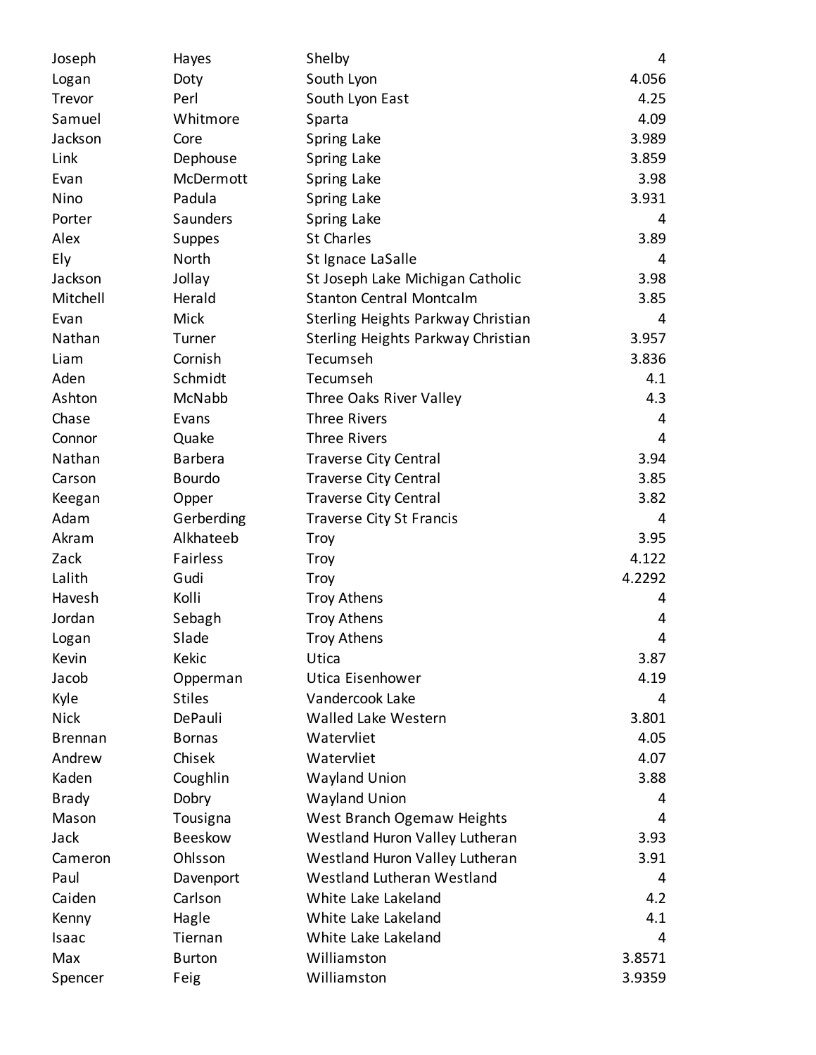| | | | |
|---|---|---|---|
| Joseph | Hayes | Shelby | 4 |
| Logan | Doty | South Lyon | 4.056 |
| Trevor | Perl | South Lyon East | 4.25 |
| Samuel | Whitmore | Sparta | 4.09 |
| Jackson | Core | Spring Lake | 3.989 |
| Link | Dephouse | Spring Lake | 3.859 |
| Evan | McDermott | Spring Lake | 3.98 |
| Nino | Padula | Spring Lake | 3.931 |
| Porter | Saunders | Spring Lake | 4 |
| Alex | Suppes | St Charles | 3.89 |
| Ely | North | St Ignace LaSalle | 4 |
| Jackson | Jollay | St Joseph Lake Michigan Catholic | 3.98 |
| Mitchell | Herald | Stanton Central Montcalm | 3.85 |
| Evan | Mick | Sterling Heights Parkway Christian | 4 |
| Nathan | Turner | Sterling Heights Parkway Christian | 3.957 |
| Liam | Cornish | Tecumseh | 3.836 |
| Aden | Schmidt | Tecumseh | 4.1 |
| Ashton | McNabb | Three Oaks River Valley | 4.3 |
| Chase | Evans | Three Rivers | 4 |
| Connor | Quake | Three Rivers | 4 |
| Nathan | Barbera | Traverse City Central | 3.94 |
| Carson | Bourdo | Traverse City Central | 3.85 |
| Keegan | Opper | Traverse City Central | 3.82 |
| Adam | Gerberding | Traverse City St Francis | 4 |
| Akram | Alkhateeb | Troy | 3.95 |
| Zack | Fairless | Troy | 4.122 |
| Lalith | Gudi | Troy | 4.2292 |
| Havesh | Kolli | Troy Athens | 4 |
| Jordan | Sebagh | Troy Athens | 4 |
| Logan | Slade | Troy Athens | 4 |
| Kevin | Kekic | Utica | 3.87 |
| Jacob | Opperman | Utica Eisenhower | 4.19 |
| Kyle | Stiles | Vandercook Lake | 4 |
| Nick | DePauli | Walled Lake Western | 3.801 |
| Brennan | Bornas | Watervliet | 4.05 |
| Andrew | Chisek | Watervliet | 4.07 |
| Kaden | Coughlin | Wayland Union | 3.88 |
| Brady | Dobry | Wayland Union | 4 |
| Mason | Tousigna | West Branch Ogemaw Heights | 4 |
| Jack | Beeskow | Westland Huron Valley Lutheran | 3.93 |
| Cameron | Ohlsson | Westland Huron Valley Lutheran | 3.91 |
| Paul | Davenport | Westland Lutheran Westland | 4 |
| Caiden | Carlson | White Lake Lakeland | 4.2 |
| Kenny | Hagle | White Lake Lakeland | 4.1 |
| Isaac | Tiernan | White Lake Lakeland | 4 |
| Max | Burton | Williamston | 3.8571 |
| Spencer | Feig | Williamston | 3.9359 |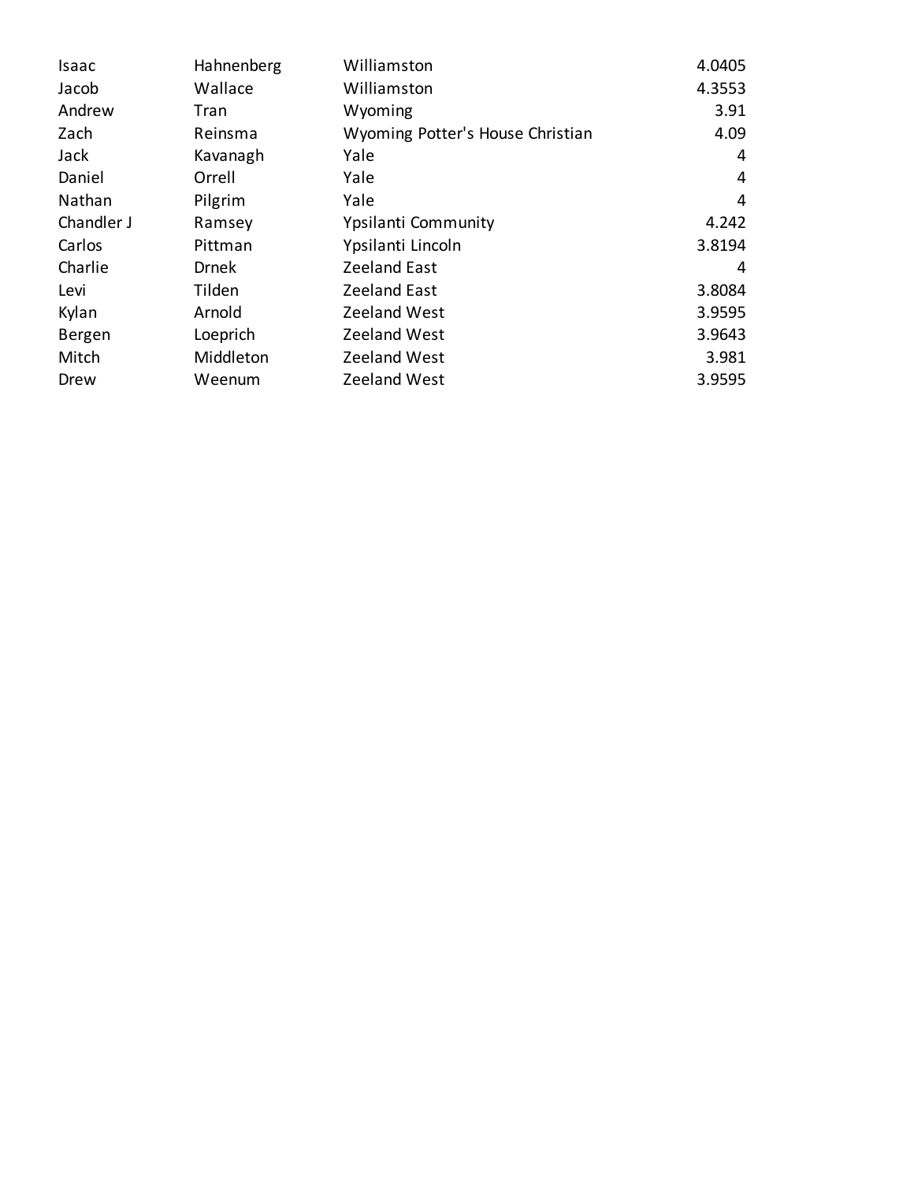| | | | |
|---|---|---|---|
| Isaac | Hahnenberg | Williamston | 4.0405 |
| Jacob | Wallace | Williamston | 4.3553 |
| Andrew | Tran | Wyoming | 3.91 |
| Zach | Reinsma | Wyoming Potter's House Christian | 4.09 |
| Jack | Kavanagh | Yale | 4 |
| Daniel | Orrell | Yale | 4 |
| Nathan | Pilgrim | Yale | 4 |
| Chandler J | Ramsey | Ypsilanti Community | 4.242 |
| Carlos | Pittman | Ypsilanti Lincoln | 3.8194 |
| Charlie | Drnek | Zeeland East | 4 |
| Levi | Tilden | Zeeland East | 3.8084 |
| Kylan | Arnold | Zeeland West | 3.9595 |
| Bergen | Loeprich | Zeeland West | 3.9643 |
| Mitch | Middleton | Zeeland West | 3.981 |
| Drew | Weenum | Zeeland West | 3.9595 |